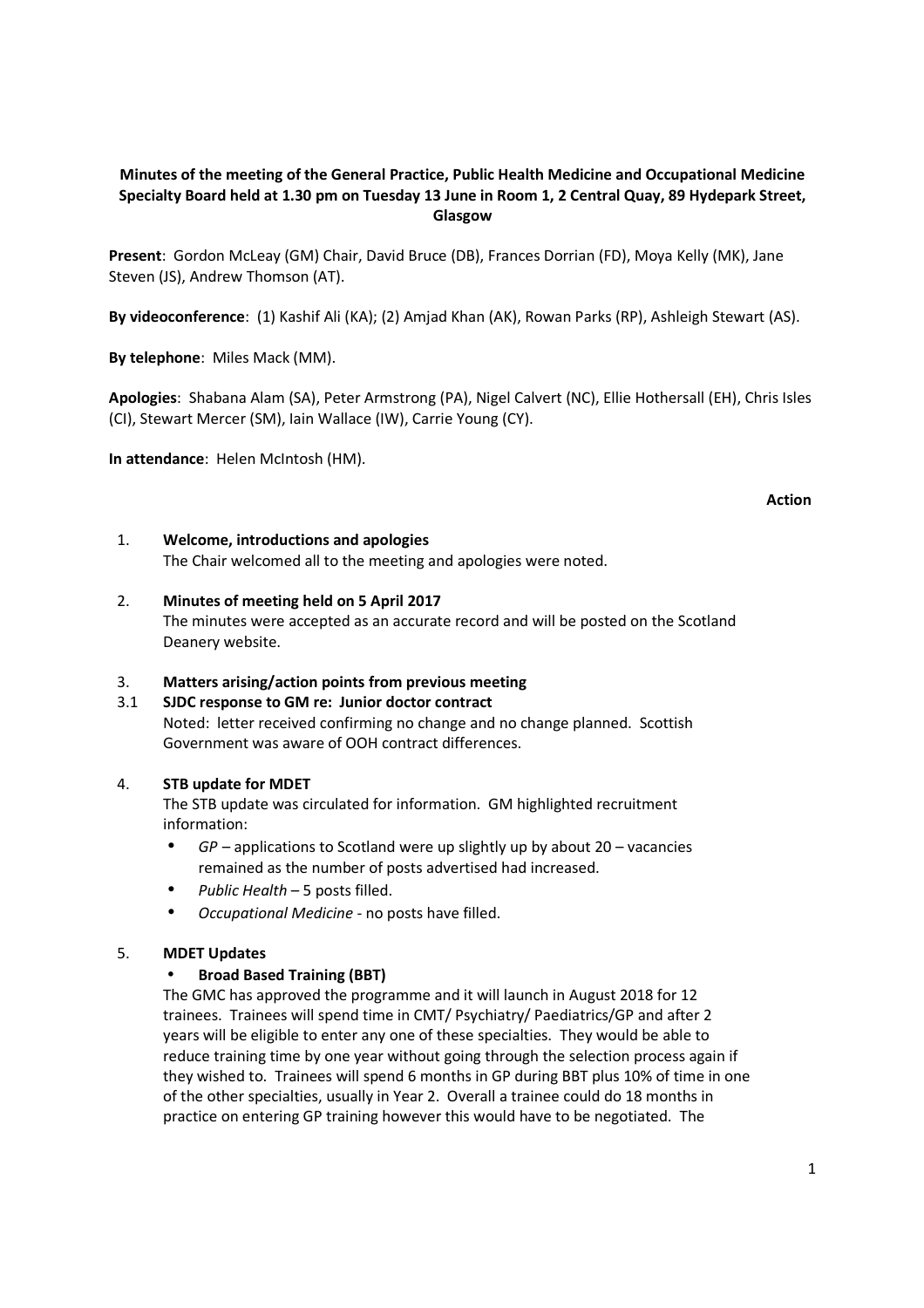**Minutes of the meeting of the General Practice, Public Health Medicine and Occupational Medicine Specialty Board held at 1.30 pm on Tuesday 13 June in Room 1, 2 Central Quay, 89 Hydepark Street, Glasgow**

**Present**: Gordon McLeay (GM) Chair, David Bruce (DB), Frances Dorrian (FD), Moya Kelly (MK), Jane Steven (JS), Andrew Thomson (AT).

**By videoconference**: (1) Kashif Ali (KA); (2) Amjad Khan (AK), Rowan Parks (RP), Ashleigh Stewart (AS).

**By telephone**: Miles Mack (MM).

**Apologies**: Shabana Alam (SA), Peter Armstrong (PA), Nigel Calvert (NC), Ellie Hothersall (EH), Chris Isles (CI), Stewart Mercer (SM), Iain Wallace (IW), Carrie Young (CY).

**In attendance**: Helen McIntosh (HM).

**Action**

1. **Welcome, introductions and apologies**
   The Chair welcomed all to the meeting and apologies were noted.

2. **Minutes of meeting held on 5 April 2017**
   The minutes were accepted as an accurate record and will be posted on the Scotland Deanery website.

3. **Matters arising/action points from previous meeting**

3.1 **SJDC response to GM re: Junior doctor contract**
   Noted: letter received confirming no change and no change planned. Scottish Government was aware of OOH contract differences.

4. **STB update for MDET**
   The STB update was circulated for information. GM highlighted recruitment information:
   - *GP* – applications to Scotland were up slightly up by about 20 – vacancies remained as the number of posts advertised had increased.
   - *Public Health* – 5 posts filled.
   - *Occupational Medicine* - no posts have filled.

5. **MDET Updates**
   - **Broad Based Training (BBT)**

   The GMC has approved the programme and it will launch in August 2018 for 12 trainees. Trainees will spend time in CMT/ Psychiatry/ Paediatrics/GP and after 2 years will be eligible to enter any one of these specialties. They would be able to reduce training time by one year without going through the selection process again if they wished to. Trainees will spend 6 months in GP during BBT plus 10% of time in one of the other specialties, usually in Year 2. Overall a trainee could do 18 months in practice on entering GP training however this would have to be negotiated. The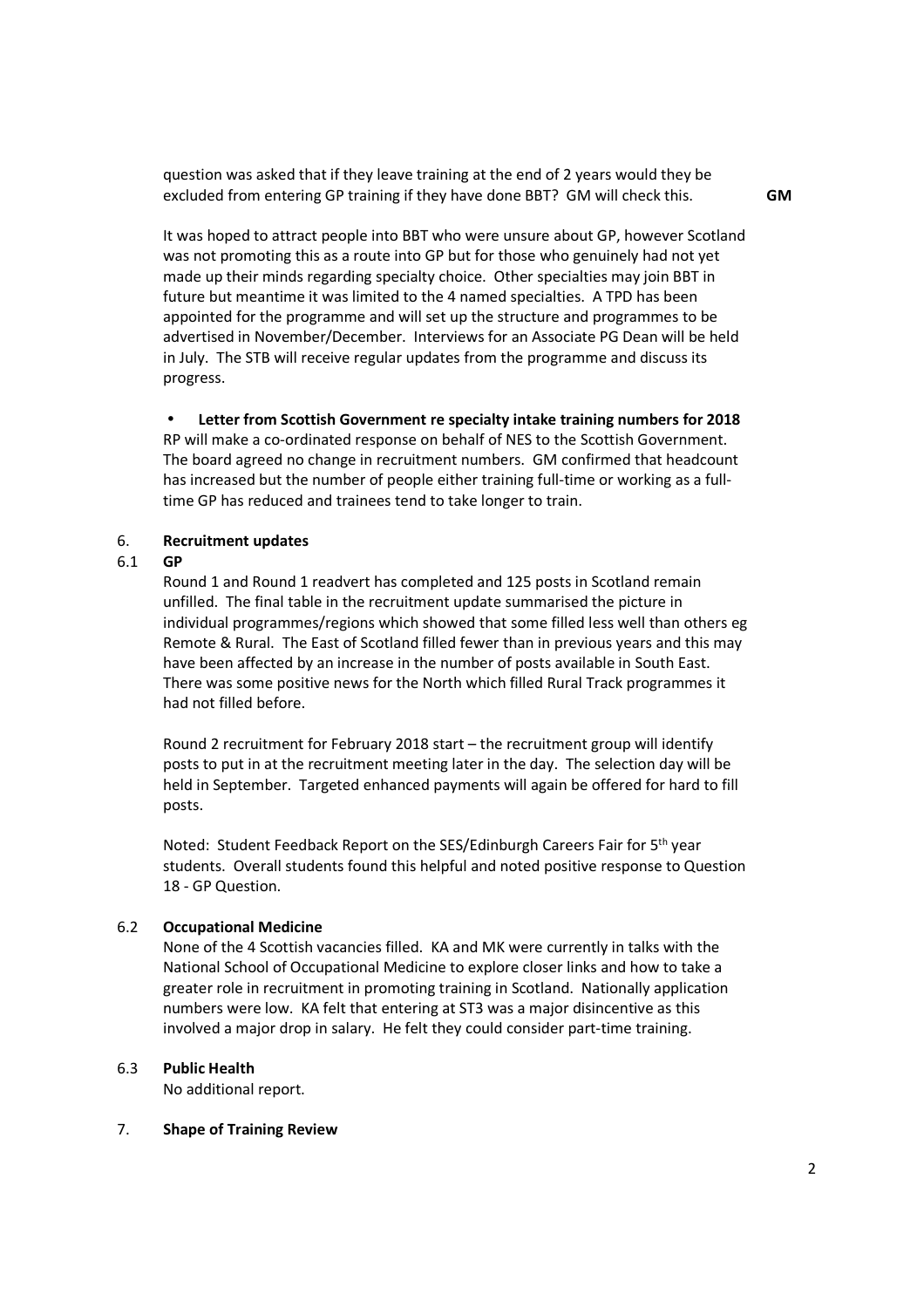question was asked that if they leave training at the end of 2 years would they be excluded from entering GP training if they have done BBT? GM will check this. **GM**

It was hoped to attract people into BBT who were unsure about GP, however Scotland was not promoting this as a route into GP but for those who genuinely had not yet made up their minds regarding specialty choice. Other specialties may join BBT in future but meantime it was limited to the 4 named specialties. A TPD has been appointed for the programme and will set up the structure and programmes to be advertised in November/December. Interviews for an Associate PG Dean will be held in July. The STB will receive regular updates from the programme and discuss its progress.

- **Letter from Scottish Government re specialty intake training numbers for 2018**

RP will make a co-ordinated response on behalf of NES to the Scottish Government. The board agreed no change in recruitment numbers. GM confirmed that headcount has increased but the number of people either training full-time or working as a full-time GP has reduced and trainees tend to take longer to train.

## 6. Recruitment updates

### 6.1 GP

Round 1 and Round 1 readvert has completed and 125 posts in Scotland remain unfilled. The final table in the recruitment update summarised the picture in individual programmes/regions which showed that some filled less well than others eg Remote & Rural. The East of Scotland filled fewer than in previous years and this may have been affected by an increase in the number of posts available in South East. There was some positive news for the North which filled Rural Track programmes it had not filled before.

Round 2 recruitment for February 2018 start – the recruitment group will identify posts to put in at the recruitment meeting later in the day. The selection day will be held in September. Targeted enhanced payments will again be offered for hard to fill posts.

Noted: Student Feedback Report on the SES/Edinburgh Careers Fair for 5th year students. Overall students found this helpful and noted positive response to Question 18 - GP Question.

### 6.2 Occupational Medicine

None of the 4 Scottish vacancies filled. KA and MK were currently in talks with the National School of Occupational Medicine to explore closer links and how to take a greater role in recruitment in promoting training in Scotland. Nationally application numbers were low. KA felt that entering at ST3 was a major disincentive as this involved a major drop in salary. He felt they could consider part-time training.

### 6.3 Public Health

No additional report.

## 7. Shape of Training Review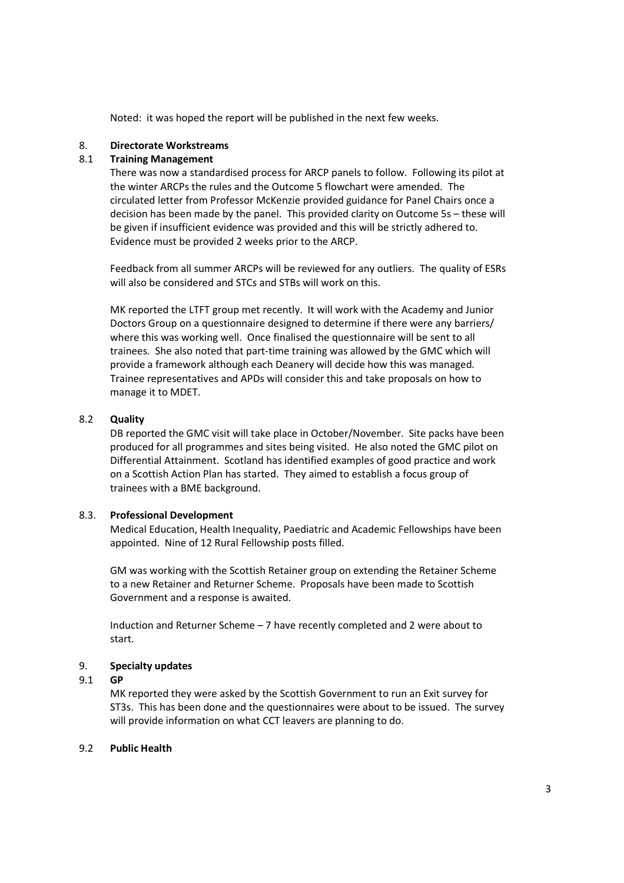Noted: it was hoped the report will be published in the next few weeks.

## 8. Directorate Workstreams

### 8.1 Training Management

There was now a standardised process for ARCP panels to follow. Following its pilot at the winter ARCPs the rules and the Outcome 5 flowchart were amended. The circulated letter from Professor McKenzie provided guidance for Panel Chairs once a decision has been made by the panel. This provided clarity on Outcome 5s – these will be given if insufficient evidence was provided and this will be strictly adhered to. Evidence must be provided 2 weeks prior to the ARCP.

Feedback from all summer ARCPs will be reviewed for any outliers. The quality of ESRs will also be considered and STCs and STBs will work on this.

MK reported the LTFT group met recently. It will work with the Academy and Junior Doctors Group on a questionnaire designed to determine if there were any barriers/ where this was working well. Once finalised the questionnaire will be sent to all trainees. She also noted that part-time training was allowed by the GMC which will provide a framework although each Deanery will decide how this was managed. Trainee representatives and APDs will consider this and take proposals on how to manage it to MDET.

### 8.2 Quality

DB reported the GMC visit will take place in October/November. Site packs have been produced for all programmes and sites being visited. He also noted the GMC pilot on Differential Attainment. Scotland has identified examples of good practice and work on a Scottish Action Plan has started. They aimed to establish a focus group of trainees with a BME background.

### 8.3. Professional Development

Medical Education, Health Inequality, Paediatric and Academic Fellowships have been appointed. Nine of 12 Rural Fellowship posts filled.

GM was working with the Scottish Retainer group on extending the Retainer Scheme to a new Retainer and Returner Scheme. Proposals have been made to Scottish Government and a response is awaited.

Induction and Returner Scheme – 7 have recently completed and 2 were about to start.

## 9. Specialty updates

### 9.1 GP

MK reported they were asked by the Scottish Government to run an Exit survey for ST3s. This has been done and the questionnaires were about to be issued. The survey will provide information on what CCT leavers are planning to do.

### 9.2 Public Health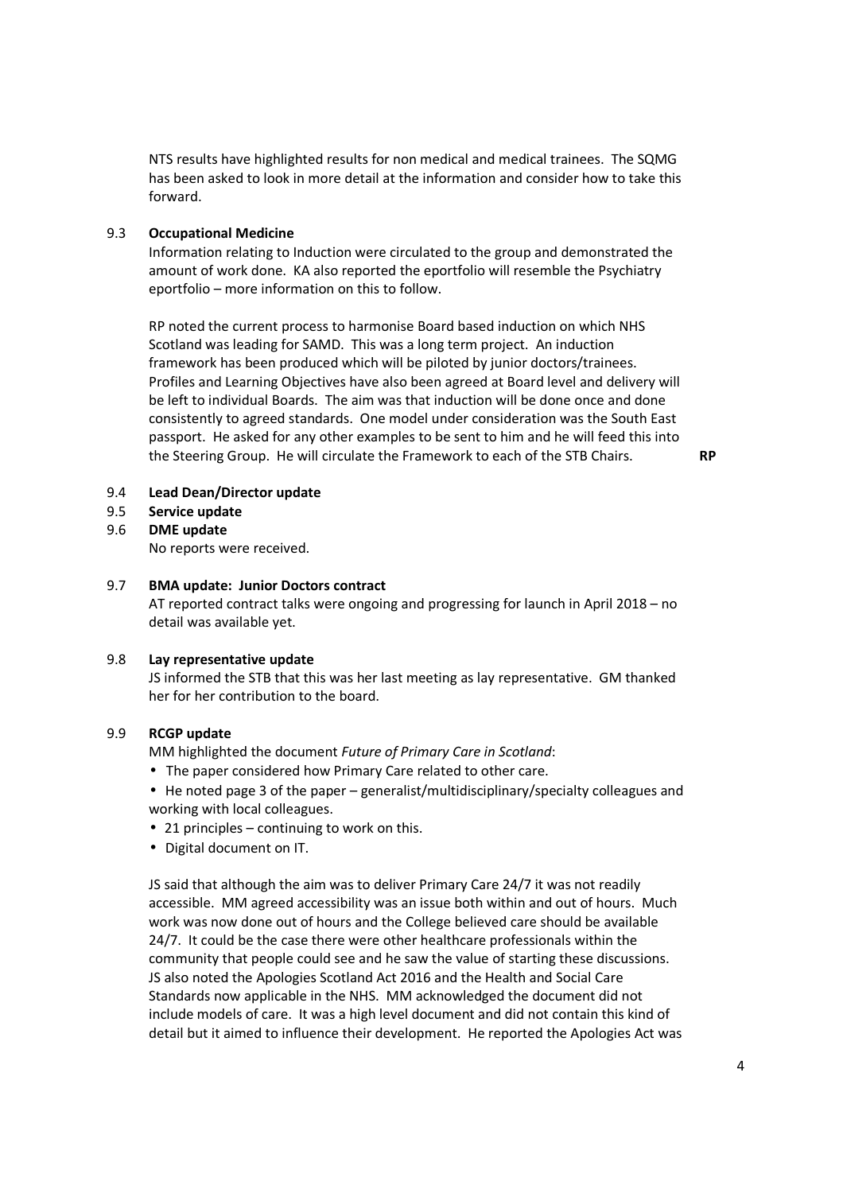NTS results have highlighted results for non medical and medical trainees. The SQMG has been asked to look in more detail at the information and consider how to take this forward.

9.3 **Occupational Medicine**

Information relating to Induction were circulated to the group and demonstrated the amount of work done. KA also reported the eportfolio will resemble the Psychiatry eportfolio – more information on this to follow.

RP noted the current process to harmonise Board based induction on which NHS Scotland was leading for SAMD. This was a long term project. An induction framework has been produced which will be piloted by junior doctors/trainees. Profiles and Learning Objectives have also been agreed at Board level and delivery will be left to individual Boards. The aim was that induction will be done once and done consistently to agreed standards. One model under consideration was the South East passport. He asked for any other examples to be sent to him and he will feed this into the Steering Group. He will circulate the Framework to each of the STB Chairs. **RP**

9.4 **Lead Dean/Director update**

9.5 **Service update**

9.6 **DME update**

No reports were received.

9.7 **BMA update: Junior Doctors contract**

AT reported contract talks were ongoing and progressing for launch in April 2018 – no detail was available yet.

9.8 **Lay representative update**

JS informed the STB that this was her last meeting as lay representative. GM thanked her for her contribution to the board.

9.9 **RCGP update**

MM highlighted the document *Future of Primary Care in Scotland*:

- The paper considered how Primary Care related to other care.
- He noted page 3 of the paper – generalist/multidisciplinary/specialty colleagues and working with local colleagues.
- 21 principles – continuing to work on this.
- Digital document on IT.

JS said that although the aim was to deliver Primary Care 24/7 it was not readily accessible. MM agreed accessibility was an issue both within and out of hours. Much work was now done out of hours and the College believed care should be available 24/7. It could be the case there were other healthcare professionals within the community that people could see and he saw the value of starting these discussions. JS also noted the Apologies Scotland Act 2016 and the Health and Social Care Standards now applicable in the NHS. MM acknowledged the document did not include models of care. It was a high level document and did not contain this kind of detail but it aimed to influence their development. He reported the Apologies Act was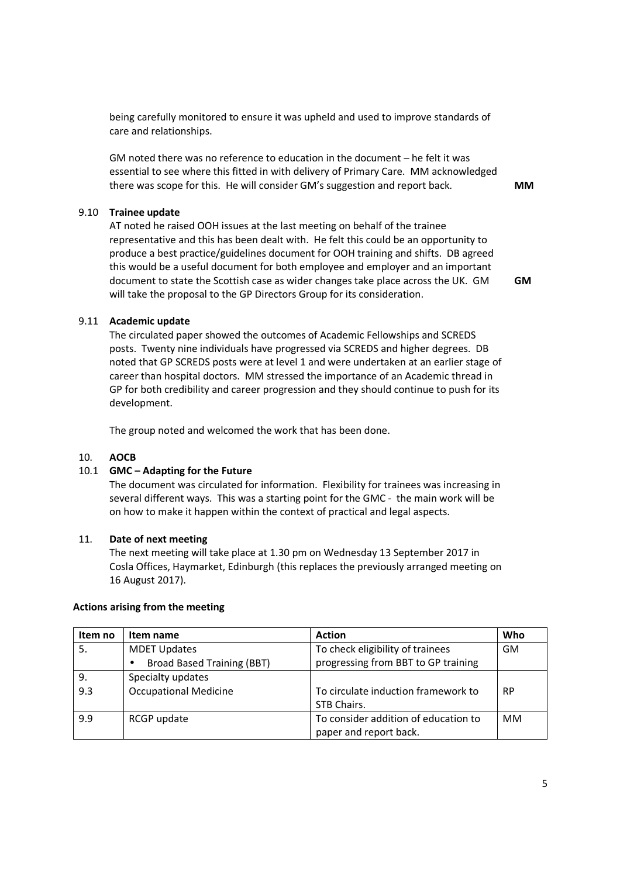being carefully monitored to ensure it was upheld and used to improve standards of care and relationships.

GM noted there was no reference to education in the document – he felt it was essential to see where this fitted in with delivery of Primary Care. MM acknowledged there was scope for this. He will consider GM's suggestion and report back. **MM**

### 9.10 Trainee update

AT noted he raised OOH issues at the last meeting on behalf of the trainee representative and this has been dealt with. He felt this could be an opportunity to produce a best practice/guidelines document for OOH training and shifts. DB agreed this would be a useful document for both employee and employer and an important document to state the Scottish case as wider changes take place across the UK. GM will take the proposal to the GP Directors Group for its consideration. **GM**

### 9.11 Academic update

The circulated paper showed the outcomes of Academic Fellowships and SCREDS posts. Twenty nine individuals have progressed via SCREDS and higher degrees. DB noted that GP SCREDS posts were at level 1 and were undertaken at an earlier stage of career than hospital doctors. MM stressed the importance of an Academic thread in GP for both credibility and career progression and they should continue to push for its development.

The group noted and welcomed the work that has been done.

## 10. AOCB

### 10.1 GMC – Adapting for the Future

The document was circulated for information. Flexibility for trainees was increasing in several different ways. This was a starting point for the GMC - the main work will be on how to make it happen within the context of practical and legal aspects.

## 11. Date of next meeting

The next meeting will take place at 1.30 pm on Wednesday 13 September 2017 in Cosla Offices, Haymarket, Edinburgh (this replaces the previously arranged meeting on 16 August 2017).

**Actions arising from the meeting**

| Item no | Item name | Action | Who |
|---|---|---|---|
| 5. | MDET Updates<br>• Broad Based Training (BBT) | To check eligibility of trainees progressing from BBT to GP training | GM |
| 9.<br>9.3 | Specialty updates<br>Occupational Medicine | To circulate induction framework to STB Chairs. | RP |
| 9.9 | RCGP update | To consider addition of education to paper and report back. | MM |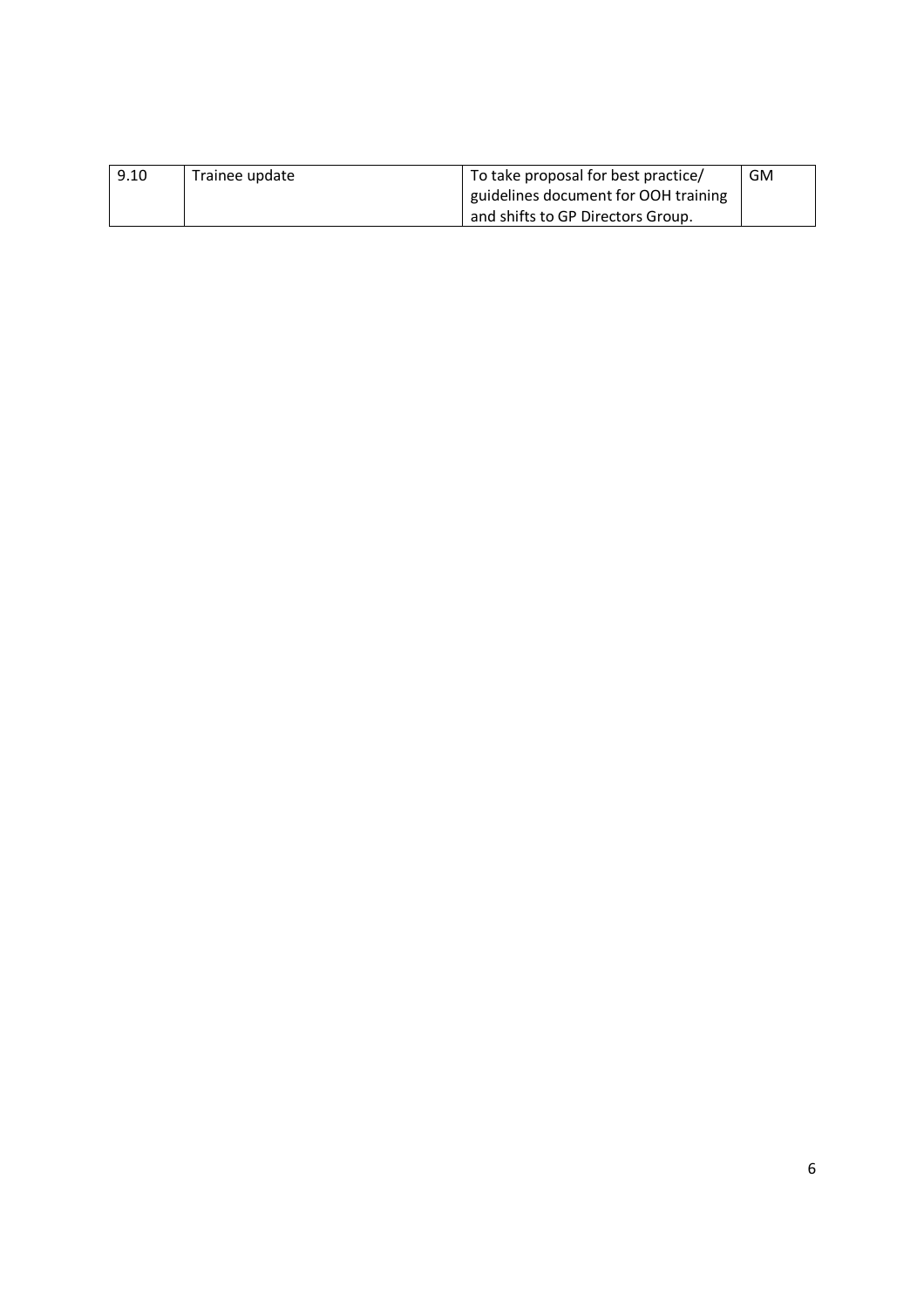| | | | |
|---|---|---|---|
| 9.10 | Trainee update | To take proposal for best practice/ guidelines document for OOH training and shifts to GP Directors Group. | GM |